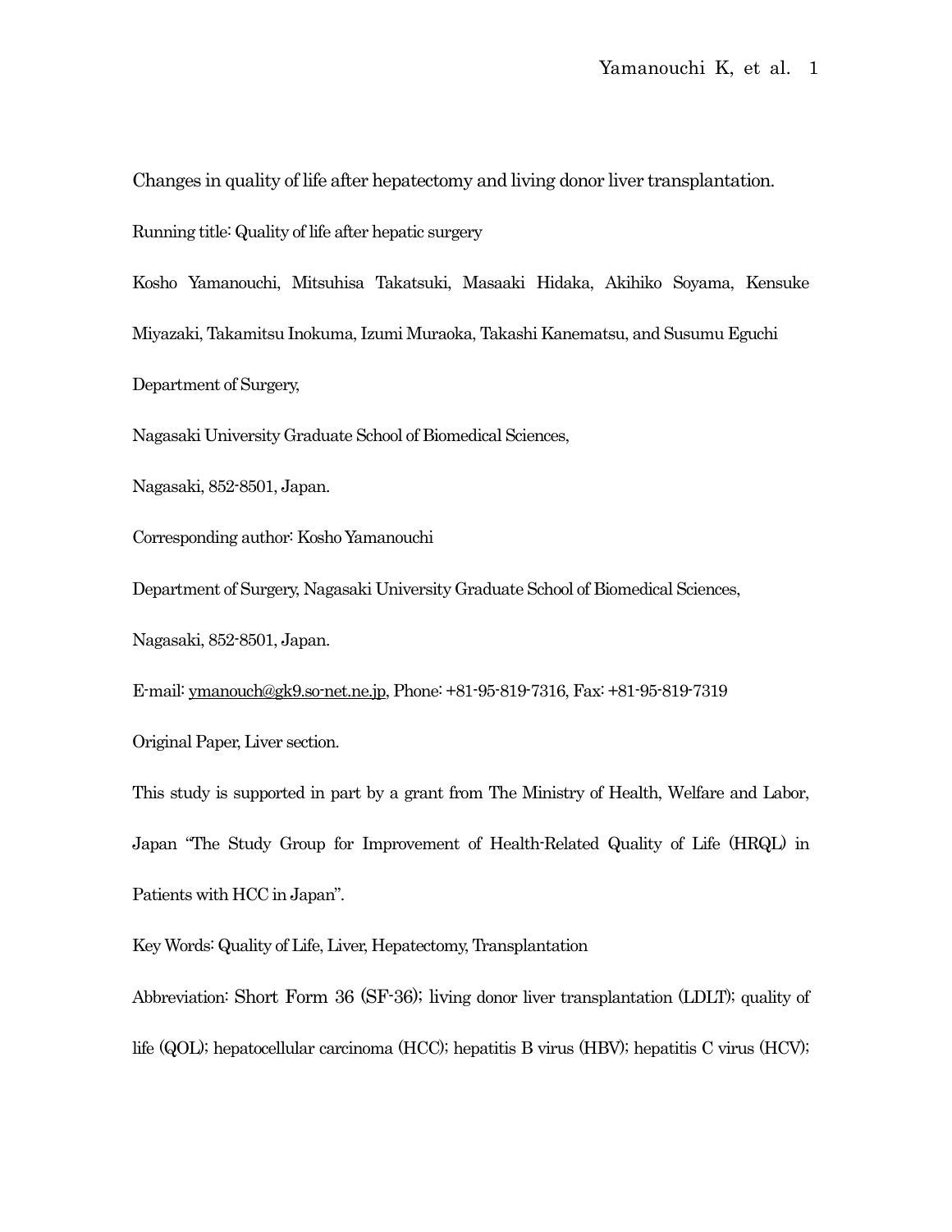# Changes in quality of life after hepatectomy and living donor liver transplantation.

Running title: Quality of life after hepatic surgery

Kosho Yamanouchi, Mitsuhisa Takatsuki, Masaaki Hidaka, Akihiko Soyama, Kensuke Miyazaki, Takamitsu Inokuma, Izumi Muraoka, Takashi Kanematsu, and Susumu Eguchi

Department of Surgery,

Nagasaki University Graduate School of Biomedical Sciences,

Nagasaki, 852-8501, Japan.

Corresponding author: Kosho Yamanouchi

Department of Surgery, Nagasaki University Graduate School of Biomedical Sciences,

Nagasaki, 852-8501, Japan.

E-mail: ymanouch@gk9.so-net.ne.jp, Phone: +81-95-819-7316, Fax: +81-95-819-7319

Original Paper, Liver section.

This study is supported in part by a grant from The Ministry of Health, Welfare and Labor, Japan "The Study Group for Improvement of Health-Related Quality of Life (HRQL) in Patients with HCC in Japan".

Key Words: Quality of Life, Liver, Hepatectomy, Transplantation

Abbreviation: Short Form 36 (SF-36); living donor liver transplantation (LDLT); quality of life (QOL); hepatocellular carcinoma (HCC); hepatitis B virus (HBV); hepatitis C virus (HCV);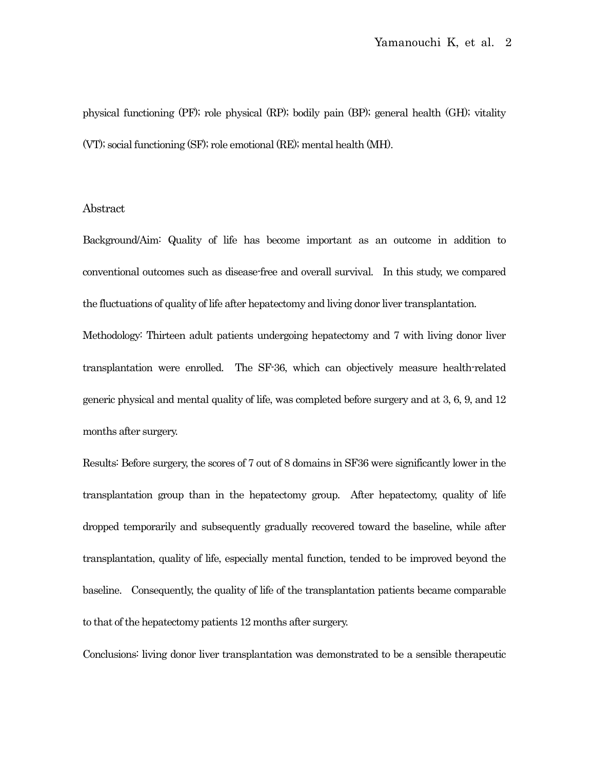physical functioning (PF); role physical (RP); bodily pain (BP); general health (GH); vitality (VT); social functioning (SF); role emotional (RE); mental health (MH).

## Abstract

Background/Aim: Quality of life has become important as an outcome in addition to conventional outcomes such as disease-free and overall survival. In this study, we compared the fluctuations of quality of life after hepatectomy and living donor liver transplantation.

Methodology: Thirteen adult patients undergoing hepatectomy and 7 with living donor liver transplantation were enrolled. The SF-36, which can objectively measure health-related generic physical and mental quality of life, was completed before surgery and at 3, 6, 9, and 12 months after surgery.

Results: Before surgery, the scores of 7 out of 8 domains in SF36 were significantly lower in the transplantation group than in the hepatectomy group. After hepatectomy, quality of life dropped temporarily and subsequently gradually recovered toward the baseline, while after transplantation, quality of life, especially mental function, tended to be improved beyond the baseline. Consequently, the quality of life of the transplantation patients became comparable to that of the hepatectomy patients 12 months after surgery.

Conclusions: living donor liver transplantation was demonstrated to be a sensible therapeutic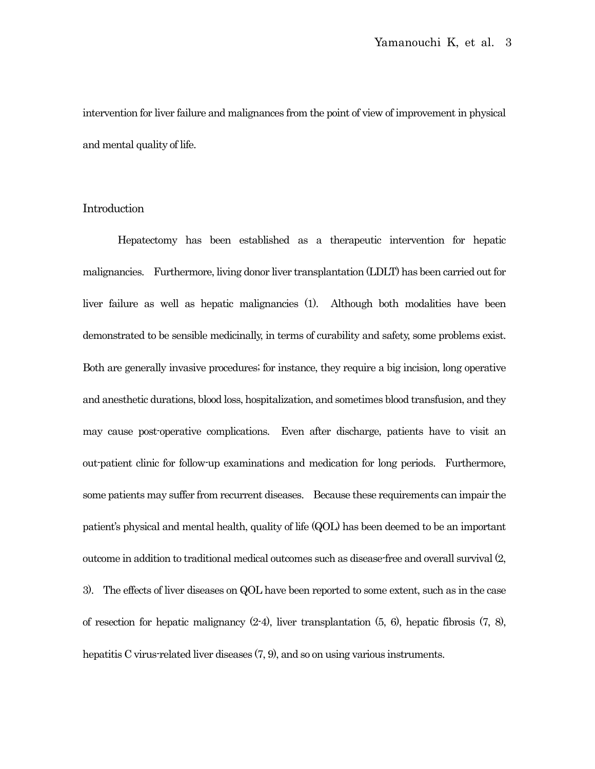intervention for liver failure and malignances from the point of view of improvement in physical and mental quality of life.

## Introduction

Hepatectomy has been established as a therapeutic intervention for hepatic malignancies. Furthermore, living donor liver transplantation (LDLT) has been carried out for liver failure as well as hepatic malignancies (1). Although both modalities have been demonstrated to be sensible medicinally, in terms of curability and safety, some problems exist. Both are generally invasive procedures; for instance, they require a big incision, long operative and anesthetic durations, blood loss, hospitalization, and sometimes blood transfusion, and they may cause post-operative complications. Even after discharge, patients have to visit an out-patient clinic for follow-up examinations and medication for long periods. Furthermore, some patients may suffer from recurrent diseases. Because these requirements can impair the patient's physical and mental health, quality of life (QOL) has been deemed to be an important outcome in addition to traditional medical outcomes such as disease-free and overall survival (2, 3). The effects of liver diseases on QOL have been reported to some extent, such as in the case of resection for hepatic malignancy (2-4), liver transplantation (5, 6), hepatic fibrosis (7, 8), hepatitis C virus-related liver diseases (7, 9), and so on using various instruments.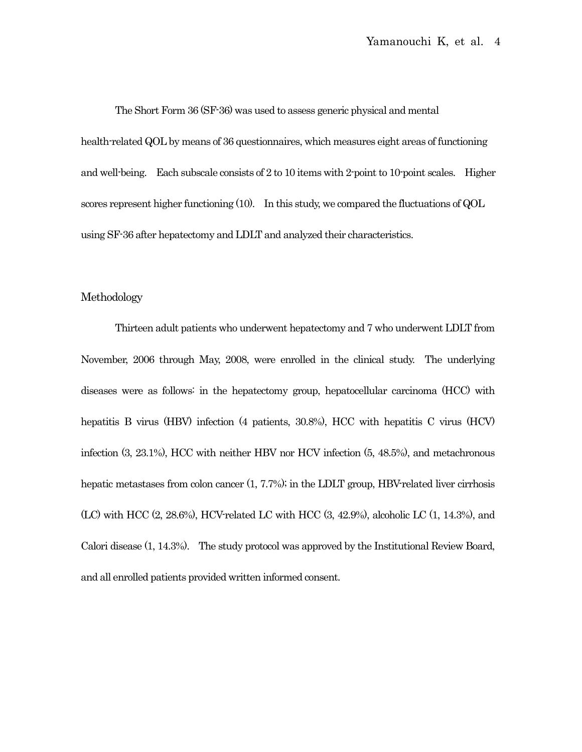The Short Form 36 (SF-36) was used to assess generic physical and mental health-related QOL by means of 36 questionnaires, which measures eight areas of functioning and well-being. Each subscale consists of 2 to 10 items with 2-point to 10-point scales. Higher scores represent higher functioning (10). In this study, we compared the fluctuations of QOL using SF-36 after hepatectomy and LDLT and analyzed their characteristics.

## Methodology

Thirteen adult patients who underwent hepatectomy and 7 who underwent LDLT from November, 2006 through May, 2008, were enrolled in the clinical study. The underlying diseases were as follows: in the hepatectomy group, hepatocellular carcinoma (HCC) with hepatitis B virus (HBV) infection (4 patients, 30.8%), HCC with hepatitis C virus (HCV) infection (3, 23.1%), HCC with neither HBV nor HCV infection (5, 48.5%), and metachronous hepatic metastases from colon cancer (1, 7.7%); in the LDLT group, HBV-related liver cirrhosis (LC) with HCC (2, 28.6%), HCV-related LC with HCC (3, 42.9%), alcoholic LC (1, 14.3%), and Calori disease (1, 14.3%). The study protocol was approved by the Institutional Review Board, and all enrolled patients provided written informed consent.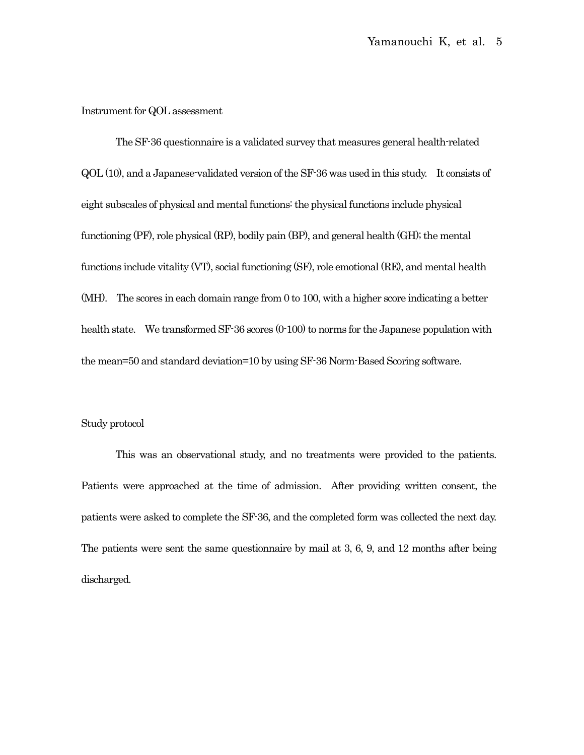## Instrument for QOL assessment

The SF-36 questionnaire is a validated survey that measures general health-related QOL (10), and a Japanese-validated version of the SF-36 was used in this study. It consists of eight subscales of physical and mental functions: the physical functions include physical functioning (PF), role physical (RP), bodily pain (BP), and general health (GH); the mental functions include vitality (VT), social functioning (SF), role emotional (RE), and mental health (MH). The scores in each domain range from 0 to 100, with a higher score indicating a better health state. We transformed SF-36 scores (0-100) to norms for the Japanese population with the mean=50 and standard deviation=10 by using SF-36 Norm-Based Scoring software.

## Study protocol

This was an observational study, and no treatments were provided to the patients. Patients were approached at the time of admission. After providing written consent, the patients were asked to complete the SF-36, and the completed form was collected the next day. The patients were sent the same questionnaire by mail at 3, 6, 9, and 12 months after being discharged.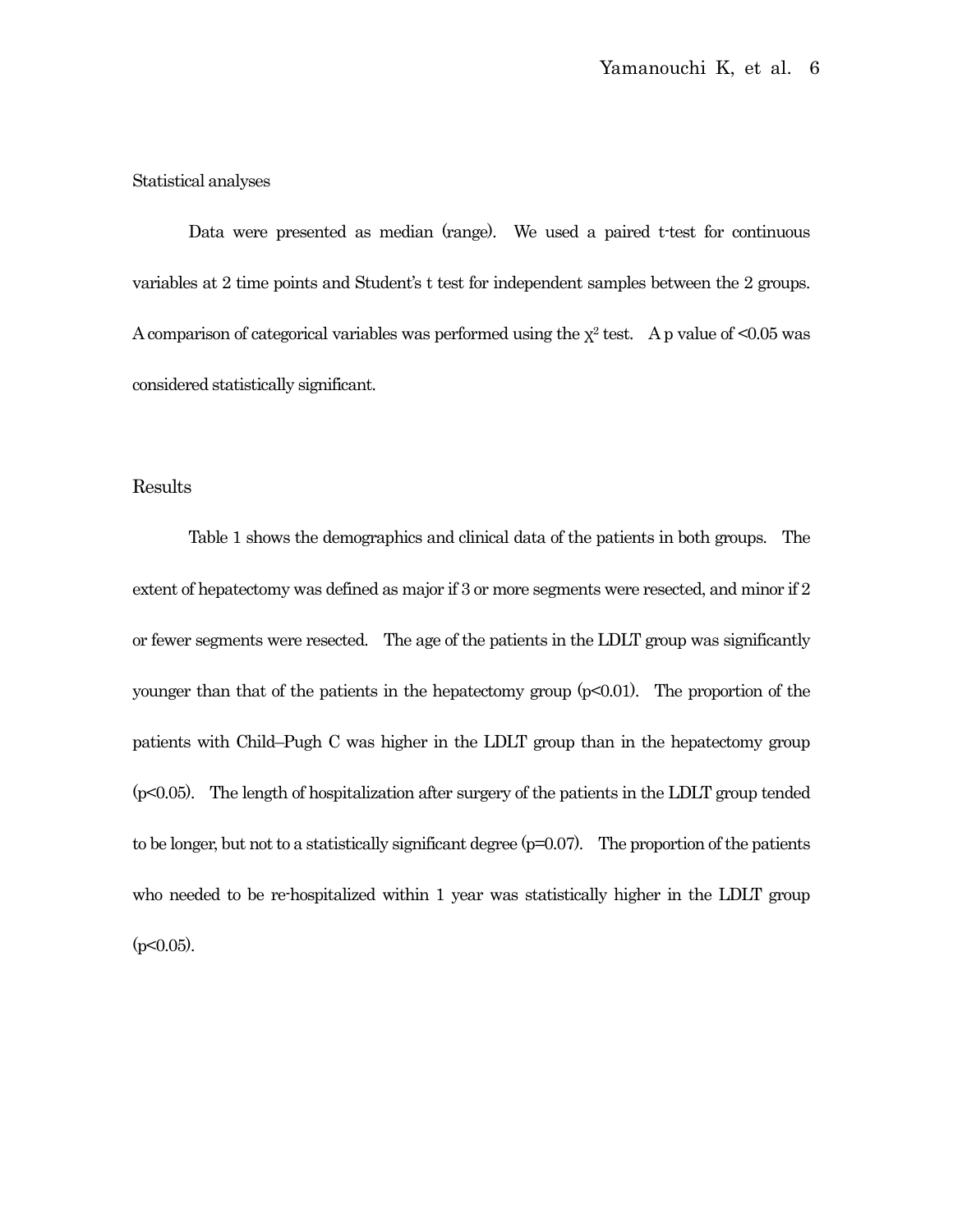## Statistical analyses

Data were presented as median (range). We used a paired t-test for continuous variables at 2 time points and Student's t test for independent samples between the 2 groups. A comparison of categorical variables was performed using the $\chi^2$ test. A p value of $<0.05$ was considered statistically significant.

## Results

Table 1 shows the demographics and clinical data of the patients in both groups. The extent of hepatectomy was defined as major if 3 or more segments were resected, and minor if 2 or fewer segments were resected. The age of the patients in the LDLT group was significantly younger than that of the patients in the hepatectomy group ($p<0.01$). The proportion of the patients with Child–Pugh C was higher in the LDLT group than in the hepatectomy group ($p<0.05$). The length of hospitalization after surgery of the patients in the LDLT group tended to be longer, but not to a statistically significant degree ($p=0.07$). The proportion of the patients who needed to be re-hospitalized within 1 year was statistically higher in the LDLT group ($p<0.05$).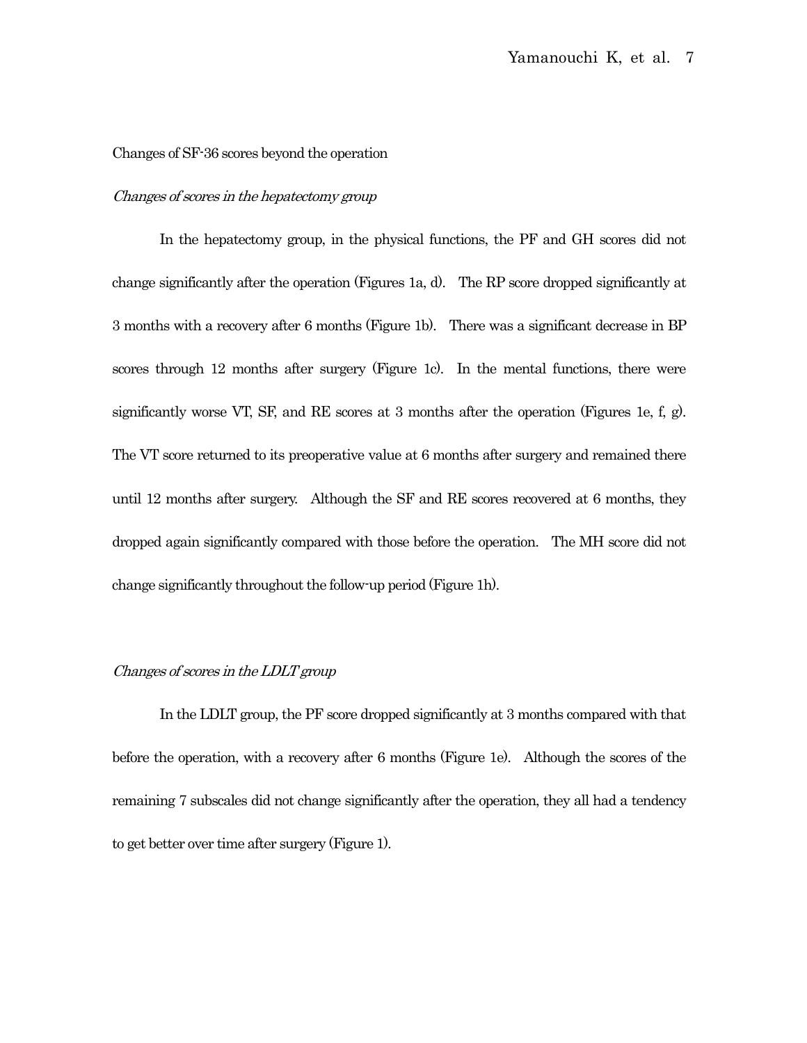## Changes of SF-36 scores beyond the operation

### *Changes of scores in the hepatectomy group*

In the hepatectomy group, in the physical functions, the PF and GH scores did not change significantly after the operation (Figures 1a, d). The RP score dropped significantly at 3 months with a recovery after 6 months (Figure 1b). There was a significant decrease in BP scores through 12 months after surgery (Figure 1c). In the mental functions, there were significantly worse VT, SF, and RE scores at 3 months after the operation (Figures 1e, f, g). The VT score returned to its preoperative value at 6 months after surgery and remained there until 12 months after surgery. Although the SF and RE scores recovered at 6 months, they dropped again significantly compared with those before the operation. The MH score did not change significantly throughout the follow-up period (Figure 1h).

### *Changes of scores in the LDLT group*

In the LDLT group, the PF score dropped significantly at 3 months compared with that before the operation, with a recovery after 6 months (Figure 1e). Although the scores of the remaining 7 subscales did not change significantly after the operation, they all had a tendency to get better over time after surgery (Figure 1).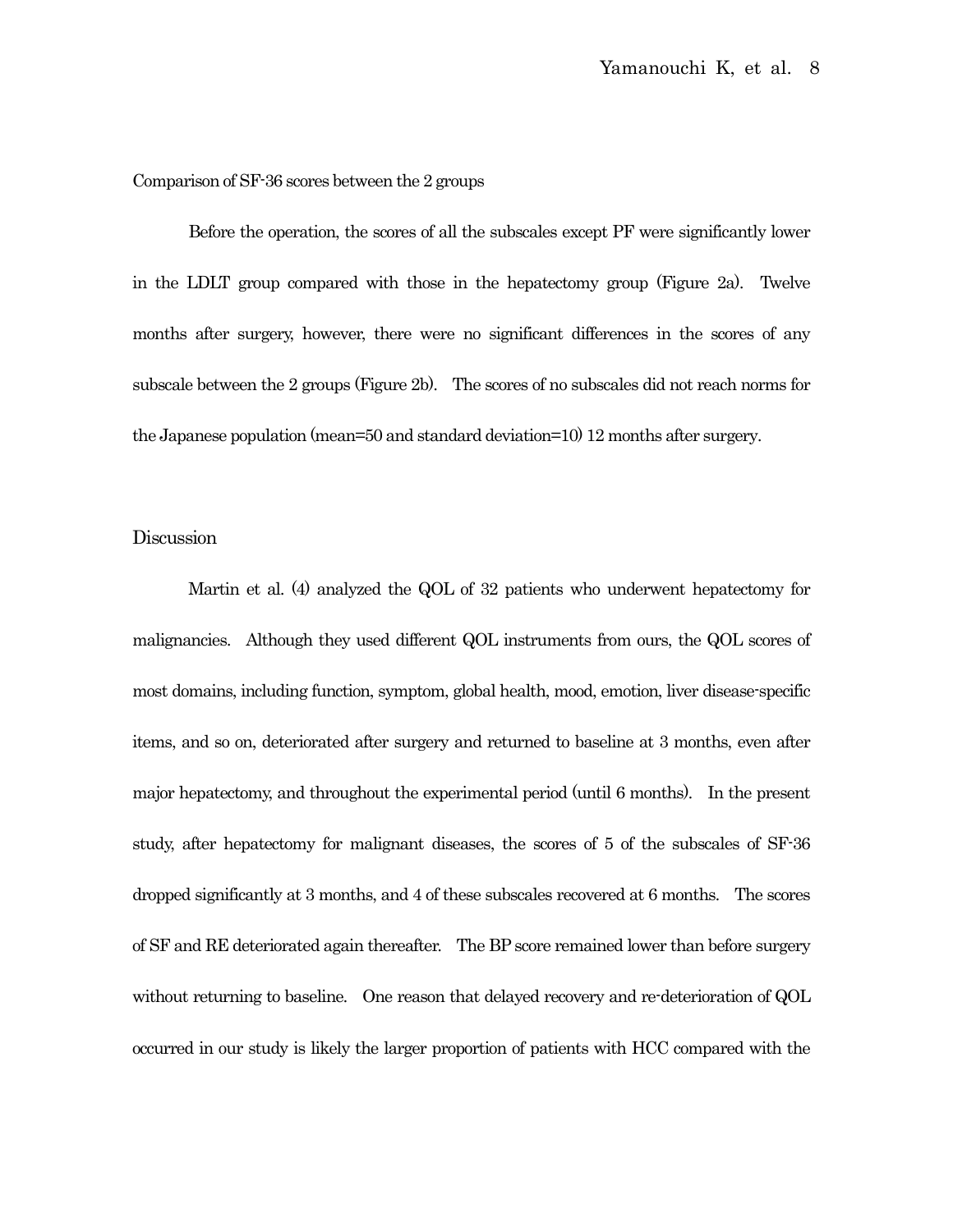### Comparison of SF-36 scores between the 2 groups

Before the operation, the scores of all the subscales except PF were significantly lower in the LDLT group compared with those in the hepatectomy group (Figure 2a). Twelve months after surgery, however, there were no significant differences in the scores of any subscale between the 2 groups (Figure 2b). The scores of no subscales did not reach norms for the Japanese population (mean=50 and standard deviation=10) 12 months after surgery.

## Discussion

Martin et al. (4) analyzed the QOL of 32 patients who underwent hepatectomy for malignancies. Although they used different QOL instruments from ours, the QOL scores of most domains, including function, symptom, global health, mood, emotion, liver disease-specific items, and so on, deteriorated after surgery and returned to baseline at 3 months, even after major hepatectomy, and throughout the experimental period (until 6 months). In the present study, after hepatectomy for malignant diseases, the scores of 5 of the subscales of SF-36 dropped significantly at 3 months, and 4 of these subscales recovered at 6 months. The scores of SF and RE deteriorated again thereafter. The BP score remained lower than before surgery without returning to baseline. One reason that delayed recovery and re-deterioration of QOL occurred in our study is likely the larger proportion of patients with HCC compared with the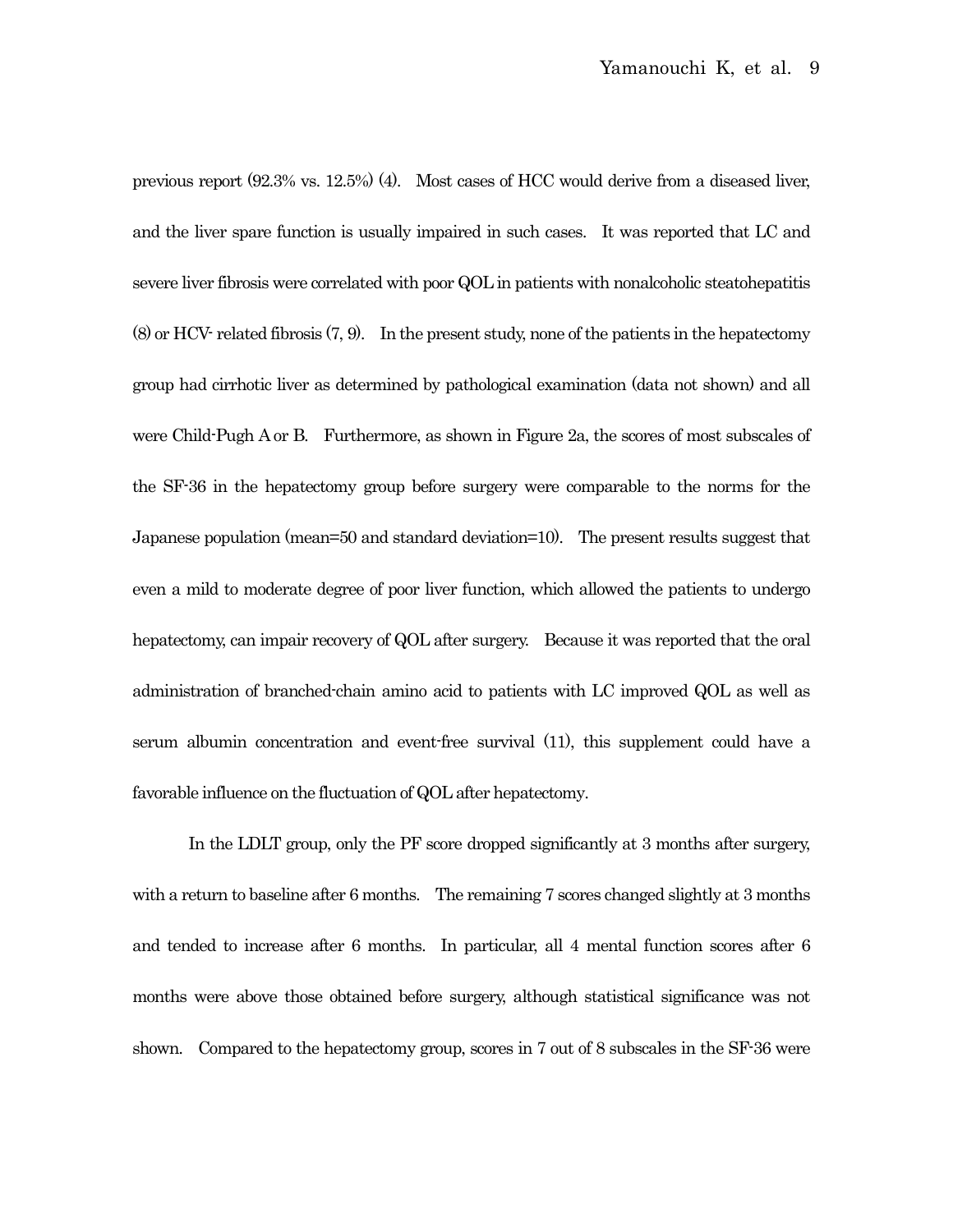previous report (92.3% vs. 12.5%) (4). Most cases of HCC would derive from a diseased liver, and the liver spare function is usually impaired in such cases. It was reported that LC and severe liver fibrosis were correlated with poor QOL in patients with nonalcoholic steatohepatitis (8) or HCV- related fibrosis (7, 9). In the present study, none of the patients in the hepatectomy group had cirrhotic liver as determined by pathological examination (data not shown) and all were Child-Pugh A or B. Furthermore, as shown in Figure 2a, the scores of most subscales of the SF-36 in the hepatectomy group before surgery were comparable to the norms for the Japanese population (mean=50 and standard deviation=10). The present results suggest that even a mild to moderate degree of poor liver function, which allowed the patients to undergo hepatectomy, can impair recovery of QOL after surgery. Because it was reported that the oral administration of branched-chain amino acid to patients with LC improved QOL as well as serum albumin concentration and event-free survival (11), this supplement could have a favorable influence on the fluctuation of QOL after hepatectomy.

In the LDLT group, only the PF score dropped significantly at 3 months after surgery, with a return to baseline after 6 months. The remaining 7 scores changed slightly at 3 months and tended to increase after 6 months. In particular, all 4 mental function scores after 6 months were above those obtained before surgery, although statistical significance was not shown. Compared to the hepatectomy group, scores in 7 out of 8 subscales in the SF-36 were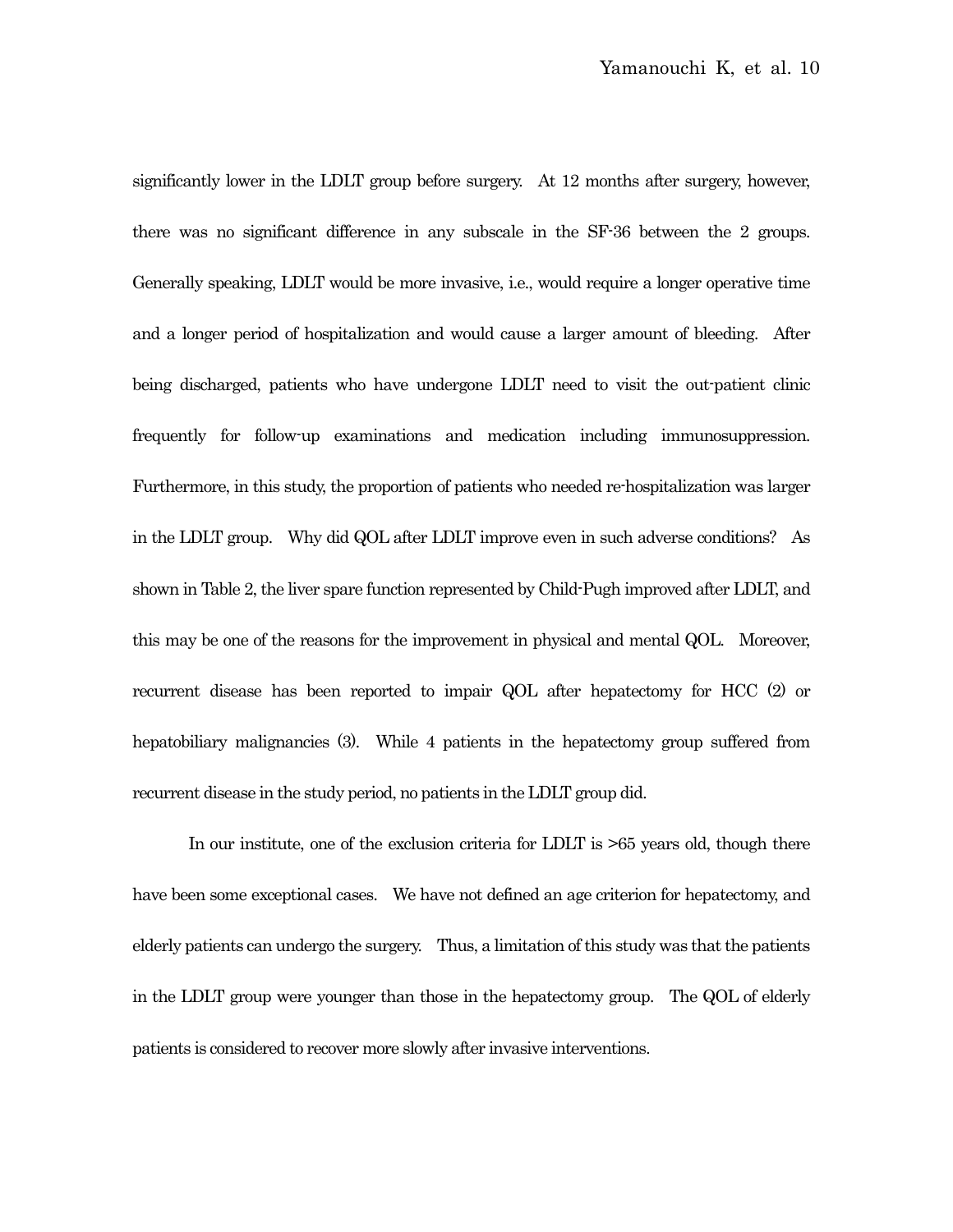significantly lower in the LDLT group before surgery. At 12 months after surgery, however, there was no significant difference in any subscale in the SF-36 between the 2 groups. Generally speaking, LDLT would be more invasive, i.e., would require a longer operative time and a longer period of hospitalization and would cause a larger amount of bleeding. After being discharged, patients who have undergone LDLT need to visit the out-patient clinic frequently for follow-up examinations and medication including immunosuppression. Furthermore, in this study, the proportion of patients who needed re-hospitalization was larger in the LDLT group. Why did QOL after LDLT improve even in such adverse conditions? As shown in Table 2, the liver spare function represented by Child-Pugh improved after LDLT, and this may be one of the reasons for the improvement in physical and mental QOL. Moreover, recurrent disease has been reported to impair QOL after hepatectomy for HCC (2) or hepatobiliary malignancies (3). While 4 patients in the hepatectomy group suffered from recurrent disease in the study period, no patients in the LDLT group did.

In our institute, one of the exclusion criteria for LDLT is >65 years old, though there have been some exceptional cases. We have not defined an age criterion for hepatectomy, and elderly patients can undergo the surgery. Thus, a limitation of this study was that the patients in the LDLT group were younger than those in the hepatectomy group. The QOL of elderly patients is considered to recover more slowly after invasive interventions.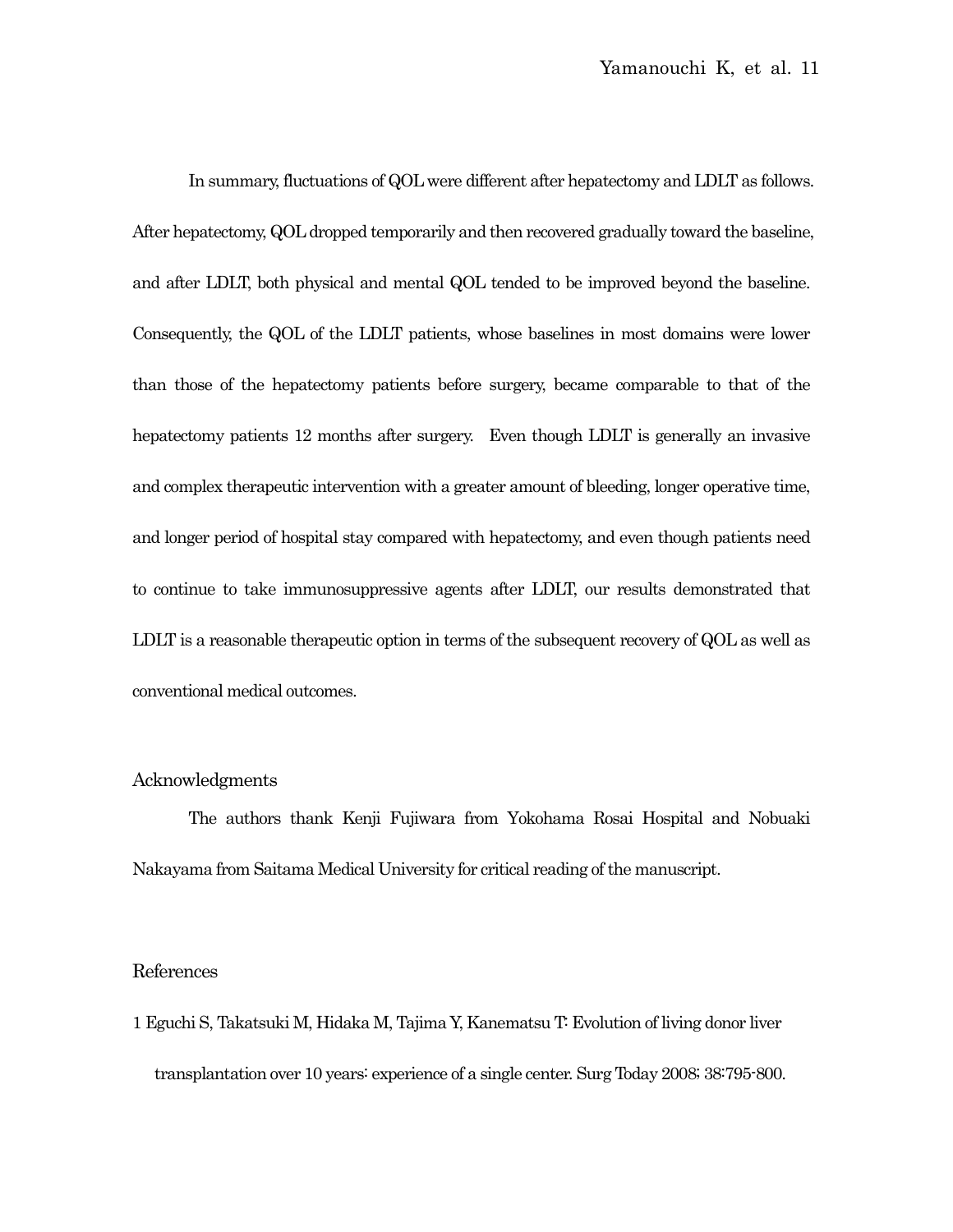In summary, fluctuations of QOL were different after hepatectomy and LDLT as follows. After hepatectomy, QOL dropped temporarily and then recovered gradually toward the baseline, and after LDLT, both physical and mental QOL tended to be improved beyond the baseline. Consequently, the QOL of the LDLT patients, whose baselines in most domains were lower than those of the hepatectomy patients before surgery, became comparable to that of the hepatectomy patients 12 months after surgery. Even though LDLT is generally an invasive and complex therapeutic intervention with a greater amount of bleeding, longer operative time, and longer period of hospital stay compared with hepatectomy, and even though patients need to continue to take immunosuppressive agents after LDLT, our results demonstrated that LDLT is a reasonable therapeutic option in terms of the subsequent recovery of QOL as well as conventional medical outcomes.

## Acknowledgments

The authors thank Kenji Fujiwara from Yokohama Rosai Hospital and Nobuaki Nakayama from Saitama Medical University for critical reading of the manuscript.

## References

1 Eguchi S, Takatsuki M, Hidaka M, Tajima Y, Kanematsu T: Evolution of living donor liver transplantation over 10 years: experience of a single center. Surg Today 2008; 38:795-800.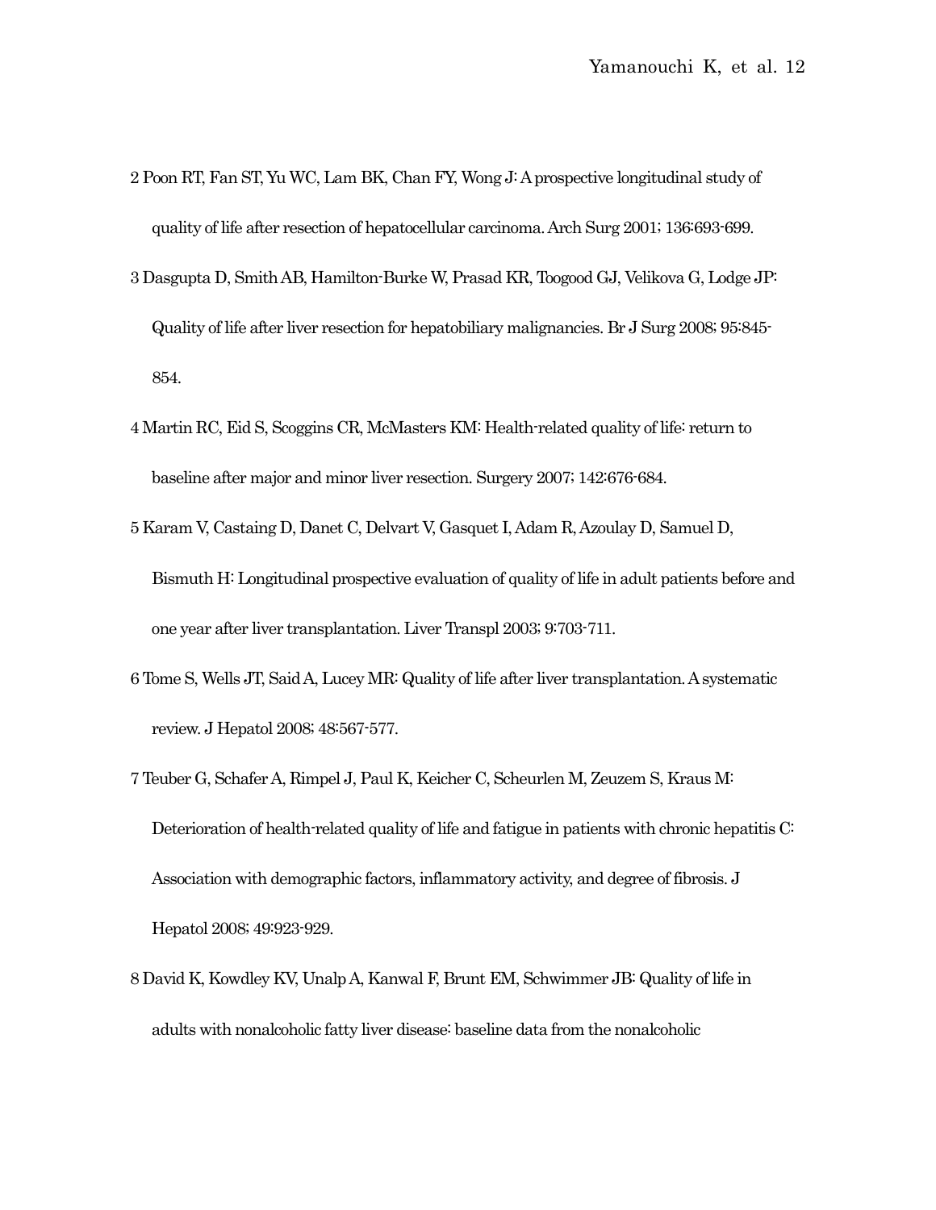2 Poon RT, Fan ST, Yu WC, Lam BK, Chan FY, Wong J: A prospective longitudinal study of quality of life after resection of hepatocellular carcinoma. Arch Surg 2001; 136:693-699.

3 Dasgupta D, Smith AB, Hamilton-Burke W, Prasad KR, Toogood GJ, Velikova G, Lodge JP: Quality of life after liver resection for hepatobiliary malignancies. Br J Surg 2008; 95:845-854.

4 Martin RC, Eid S, Scoggins CR, McMasters KM: Health-related quality of life: return to baseline after major and minor liver resection. Surgery 2007; 142:676-684.

5 Karam V, Castaing D, Danet C, Delvart V, Gasquet I, Adam R, Azoulay D, Samuel D, Bismuth H: Longitudinal prospective evaluation of quality of life in adult patients before and one year after liver transplantation. Liver Transpl 2003; 9:703-711.

6 Tome S, Wells JT, Said A, Lucey MR: Quality of life after liver transplantation. A systematic review. J Hepatol 2008; 48:567-577.

7 Teuber G, Schafer A, Rimpel J, Paul K, Keicher C, Scheurlen M, Zeuzem S, Kraus M: Deterioration of health-related quality of life and fatigue in patients with chronic hepatitis C: Association with demographic factors, inflammatory activity, and degree of fibrosis. J Hepatol 2008; 49:923-929.

8 David K, Kowdley KV, Unalp A, Kanwal F, Brunt EM, Schwimmer JB: Quality of life in adults with nonalcoholic fatty liver disease: baseline data from the nonalcoholic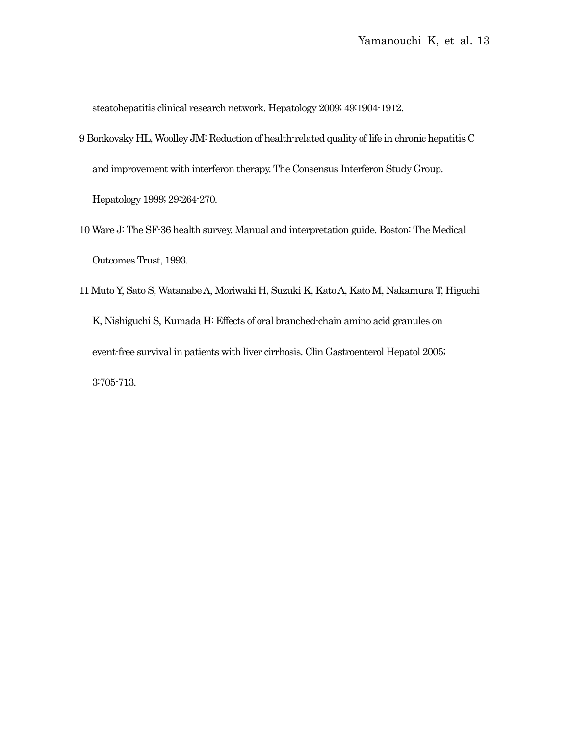steatohepatitis clinical research network. Hepatology 2009; 49:1904-1912.

9 Bonkovsky HL, Woolley JM: Reduction of health-related quality of life in chronic hepatitis C and improvement with interferon therapy. The Consensus Interferon Study Group. Hepatology 1999; 29:264-270.

10 Ware J: The SF-36 health survey. Manual and interpretation guide. Boston: The Medical Outcomes Trust, 1993.

11 Muto Y, Sato S, Watanabe A, Moriwaki H, Suzuki K, Kato A, Kato M, Nakamura T, Higuchi K, Nishiguchi S, Kumada H: Effects of oral branched-chain amino acid granules on event-free survival in patients with liver cirrhosis. Clin Gastroenterol Hepatol 2005; 3:705-713.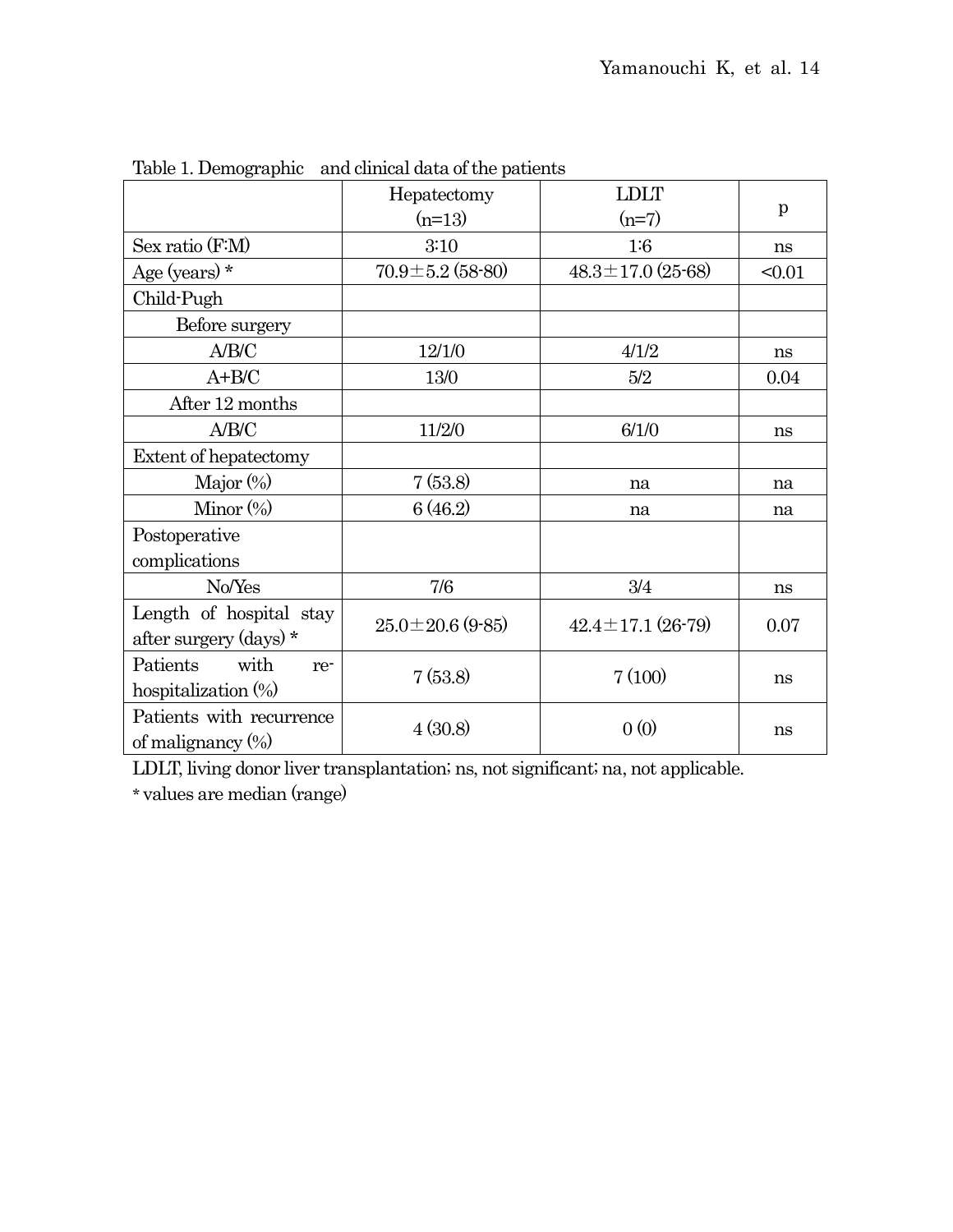Table 1. Demographic and clinical data of the patients

| | Hepatectomy (n=13) | LDLT (n=7) | p |
|---|---|---|---|
| Sex ratio (F:M) | 3:10 | 1:6 | ns |
| Age (years) * | 70.9±5.2 (58-80) | 48.3±17.0 (25-68) | <0.01 |
| Child-Pugh | | | |
| Before surgery | | | |
| A/B/C | 12/1/0 | 4/1/2 | ns |
| A+B/C | 13/0 | 5/2 | 0.04 |
| After 12 months | | | |
| A/B/C | 11/2/0 | 6/1/0 | ns |
| Extent of hepatectomy | | | |
| Major (%) | 7 (53.8) | na | na |
| Minor (%) | 6 (46.2) | na | na |
| Postoperative complications | | | |
| No/Yes | 7/6 | 3/4 | ns |
| Length of hospital stay after surgery (days) * | 25.0±20.6 (9-85) | 42.4±17.1 (26-79) | 0.07 |
| Patients with re-hospitalization (%) | 7 (53.8) | 7 (100) | ns |
| Patients with recurrence of malignancy (%) | 4 (30.8) | 0 (0) | ns |

LDLT, living donor liver transplantation; ns, not significant; na, not applicable.

* values are median (range)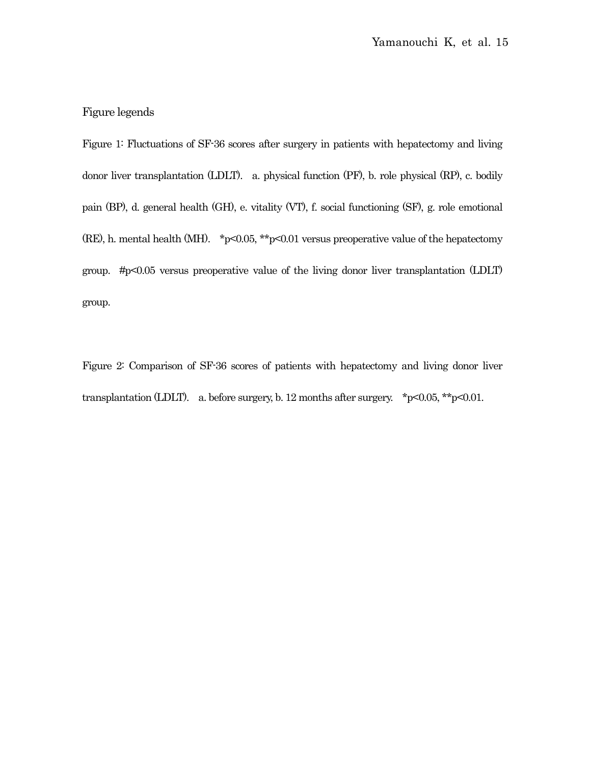Figure legends

Figure 1: Fluctuations of SF-36 scores after surgery in patients with hepatectomy and living donor liver transplantation (LDLT). a. physical function (PF), b. role physical (RP), c. bodily pain (BP), d. general health (GH), e. vitality (VT), f. social functioning (SF), g. role emotional (RE), h. mental health (MH). *$p<0.05$, **$p<0.01$ versus preoperative value of the hepatectomy group. #$p<0.05$ versus preoperative value of the living donor liver transplantation (LDLT) group.

Figure 2: Comparison of SF-36 scores of patients with hepatectomy and living donor liver transplantation (LDLT). a. before surgery, b. 12 months after surgery. *$p<0.05$, **$p<0.01$.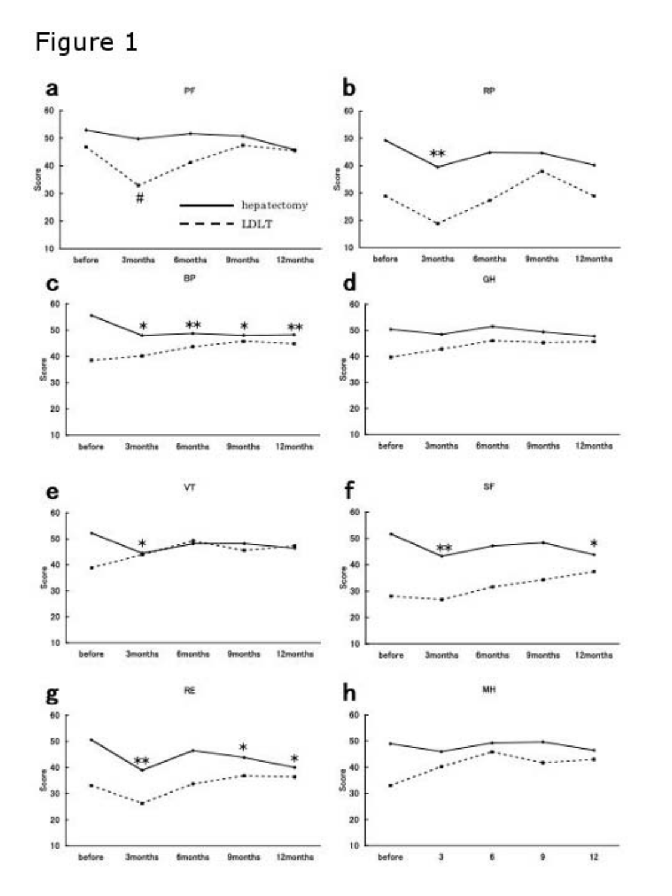# Figure 1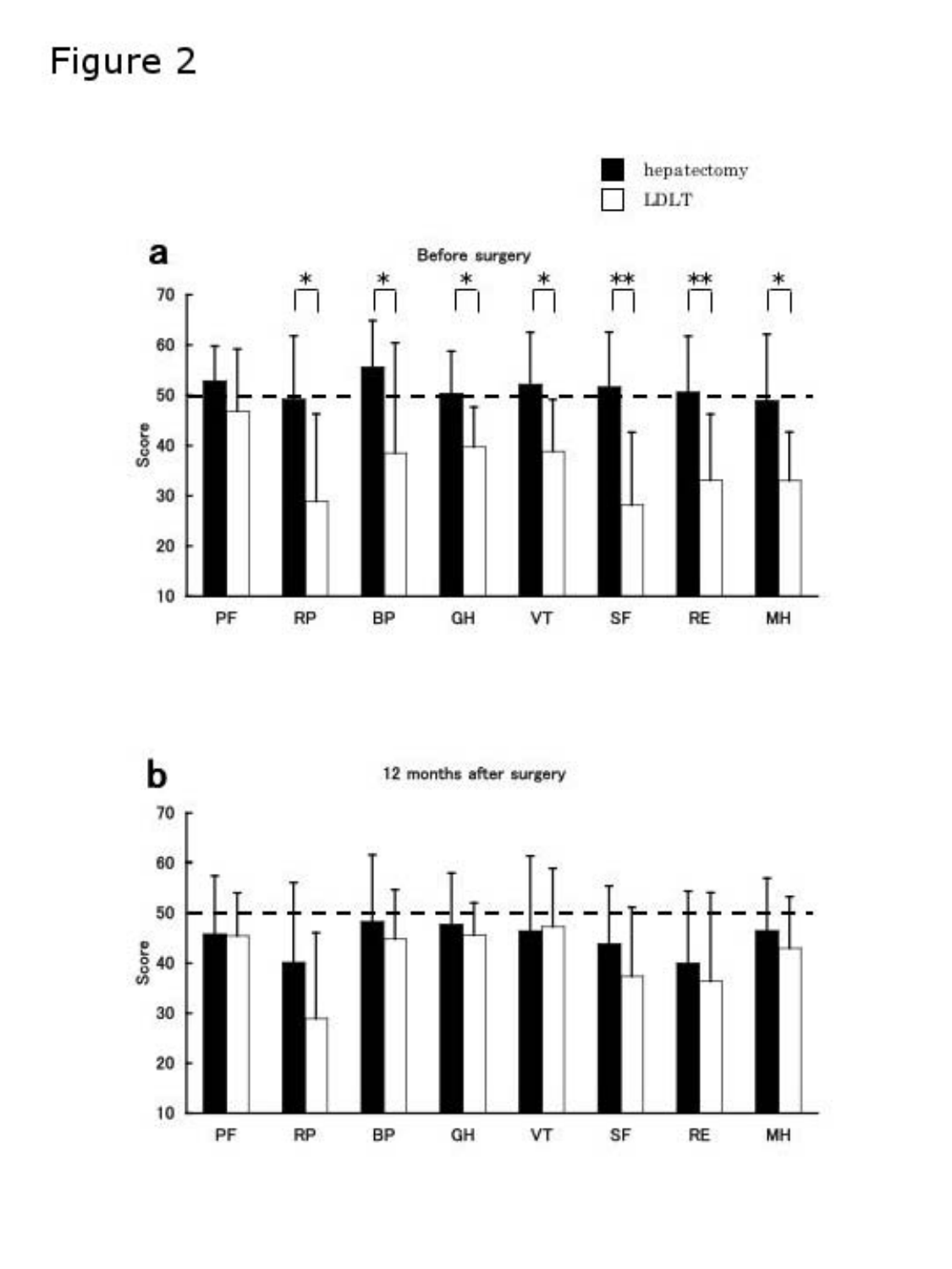Figure 2

hepatectomy
LDLT

a

Before surgery

* * * * ** ** *

70
60
50
40
30
20
10

Score

PF RP BP GH VT SF RE MH

b

12 months after surgery

70
60
50
40
30
20
10

Score

PF RP BP GH VT SF RE MH